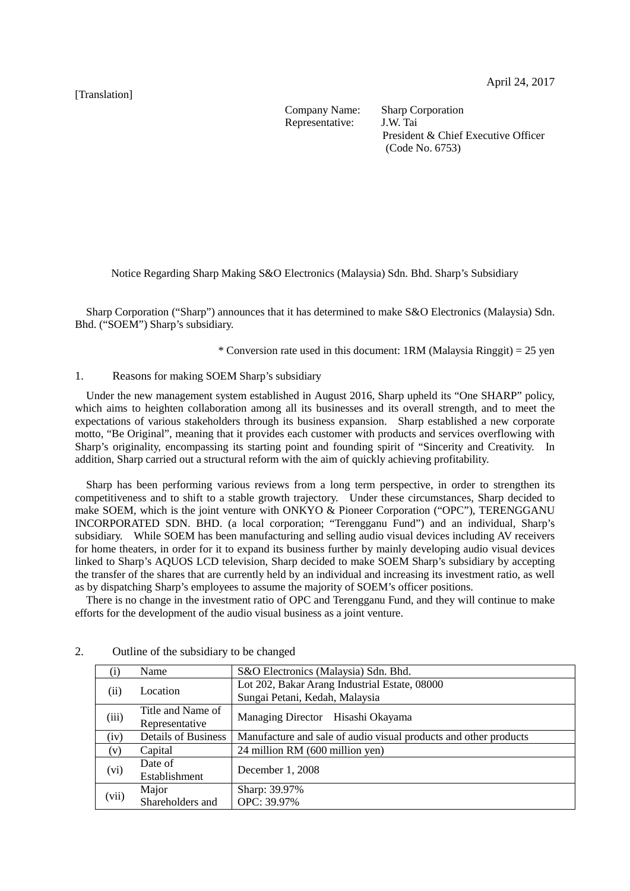April 24, 2017

[Translation]

Company Name: Sharp Corporation
Representative: J.W. Tai
President & Chief Executive Officer
(Code No. 6753)

# Notice Regarding Sharp Making S&O Electronics (Malaysia) Sdn. Bhd. Sharp's Subsidiary

Sharp Corporation ("Sharp") announces that it has determined to make S&O Electronics (Malaysia) Sdn. Bhd. ("SOEM") Sharp's subsidiary.

\* Conversion rate used in this document: 1RM (Malaysia Ringgit) = 25 yen

## 1. Reasons for making SOEM Sharp's subsidiary

Under the new management system established in August 2016, Sharp upheld its "One SHARP" policy, which aims to heighten collaboration among all its businesses and its overall strength, and to meet the expectations of various stakeholders through its business expansion. Sharp established a new corporate motto, "Be Original", meaning that it provides each customer with products and services overflowing with Sharp's originality, encompassing its starting point and founding spirit of "Sincerity and Creativity. In addition, Sharp carried out a structural reform with the aim of quickly achieving profitability.

Sharp has been performing various reviews from a long term perspective, in order to strengthen its competitiveness and to shift to a stable growth trajectory. Under these circumstances, Sharp decided to make SOEM, which is the joint venture with ONKYO & Pioneer Corporation ("OPC"), TERENGGANU INCORPORATED SDN. BHD. (a local corporation; "Terengganu Fund") and an individual, Sharp's subsidiary. While SOEM has been manufacturing and selling audio visual devices including AV receivers for home theaters, in order for it to expand its business further by mainly developing audio visual devices linked to Sharp's AQUOS LCD television, Sharp decided to make SOEM Sharp's subsidiary by accepting the transfer of the shares that are currently held by an individual and increasing its investment ratio, as well as by dispatching Sharp's employees to assume the majority of SOEM's officer positions.

There is no change in the investment ratio of OPC and Terengganu Fund, and they will continue to make efforts for the development of the audio visual business as a joint venture.

## 2. Outline of the subsidiary to be changed

| | | |
|---|---|---|
| (i) | Name | S&O Electronics (Malaysia) Sdn. Bhd. |
| (ii) | Location | Lot 202, Bakar Arang Industrial Estate, 08000<br>Sungai Petani, Kedah, Malaysia |
| (iii) | Title and Name of Representative | Managing Director Hisashi Okayama |
| (iv) | Details of Business | Manufacture and sale of audio visual products and other products |
| (v) | Capital | 24 million RM (600 million yen) |
| (vi) | Date of Establishment | December 1, 2008 |
| (vii) | Major Shareholders and | Sharp: 39.97%<br>OPC: 39.97% |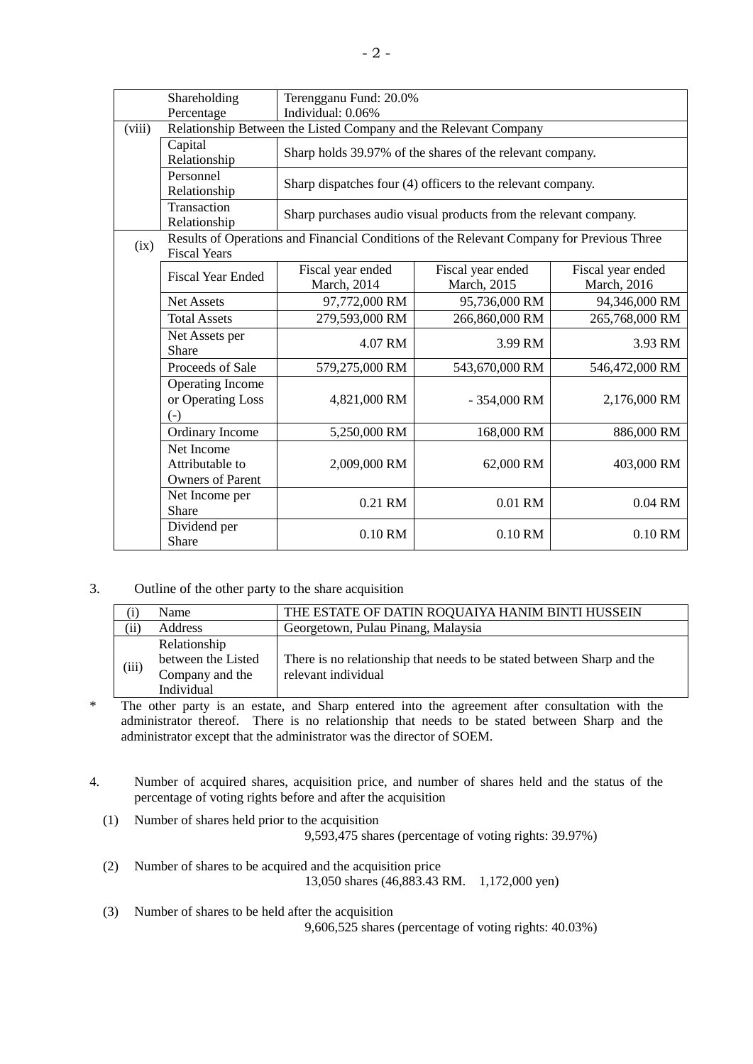|  | Shareholding Percentage | Terengganu Fund: 20.0%<br>Individual: 0.06% | | |
|---|---|---|---|---|
| (viii) | Relationship Between the Listed Company and the Relevant Company | | | |
|  | Capital Relationship | Sharp holds 39.97% of the shares of the relevant company. | | |
|  | Personnel Relationship | Sharp dispatches four (4) officers to the relevant company. | | |
|  | Transaction Relationship | Sharp purchases audio visual products from the relevant company. | | |
| (ix) | Results of Operations and Financial Conditions of the Relevant Company for Previous Three Fiscal Years | | | |
|  | Fiscal Year Ended | Fiscal year ended March, 2014 | Fiscal year ended March, 2015 | Fiscal year ended March, 2016 |
|  | Net Assets | 97,772,000 RM | 95,736,000 RM | 94,346,000 RM |
|  | Total Assets | 279,593,000 RM | 266,860,000 RM | 265,768,000 RM |
|  | Net Assets per Share | 4.07 RM | 3.99 RM | 3.93 RM |
|  | Proceeds of Sale | 579,275,000 RM | 543,670,000 RM | 546,472,000 RM |
|  | Operating Income or Operating Loss (-) | 4,821,000 RM | - 354,000 RM | 2,176,000 RM |
|  | Ordinary Income | 5,250,000 RM | 168,000 RM | 886,000 RM |
|  | Net Income Attributable to Owners of Parent | 2,009,000 RM | 62,000 RM | 403,000 RM |
|  | Net Income per Share | 0.21 RM | 0.01 RM | 0.04 RM |
|  | Dividend per Share | 0.10 RM | 0.10 RM | 0.10 RM |

3. Outline of the other party to the share acquisition

| (i) | Name | THE ESTATE OF DATIN ROQUAIYA HANIM BINTI HUSSEIN |
|---|---|---|
| (ii) | Address | Georgetown, Pulau Pinang, Malaysia |
| (iii) | Relationship between the Listed Company and the Individual | There is no relationship that needs to be stated between Sharp and the relevant individual |

* The other party is an estate, and Sharp entered into the agreement after consultation with the administrator thereof. There is no relationship that needs to be stated between Sharp and the administrator except that the administrator was the director of SOEM.

4. Number of acquired shares, acquisition price, and number of shares held and the status of the percentage of voting rights before and after the acquisition

(1) Number of shares held prior to the acquisition
9,593,475 shares (percentage of voting rights: 39.97%)

(2) Number of shares to be acquired and the acquisition price
13,050 shares (46,883.43 RM. 1,172,000 yen)

(3) Number of shares to be held after the acquisition
9,606,525 shares (percentage of voting rights: 40.03%)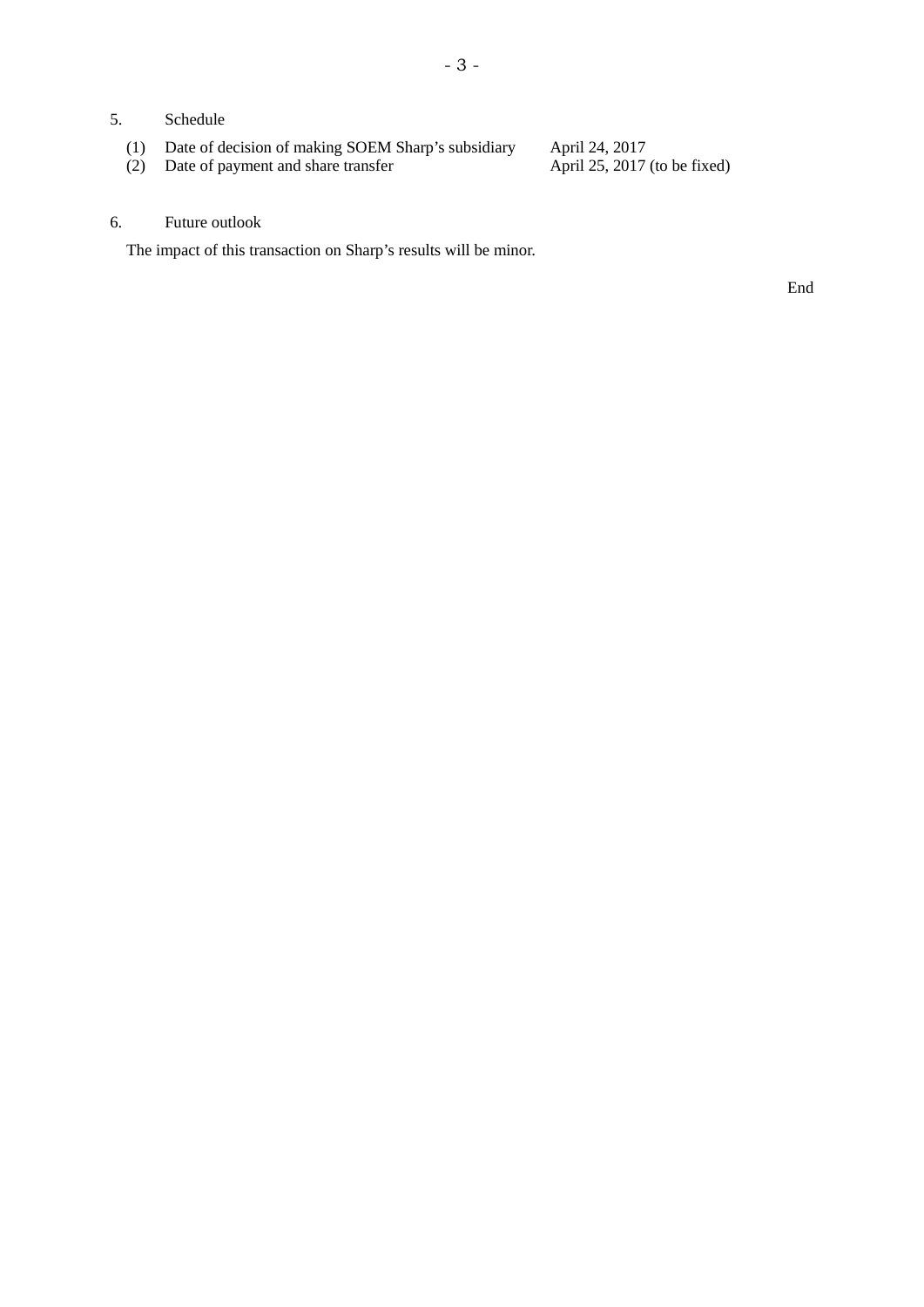5. Schedule

| | | |
|---|---|---|
| (1) | Date of decision of making SOEM Sharp’s subsidiary | April 24, 2017 |
| (2) | Date of payment and share transfer | April 25, 2017 (to be fixed) |

6. Future outlook

The impact of this transaction on Sharp’s results will be minor.

End